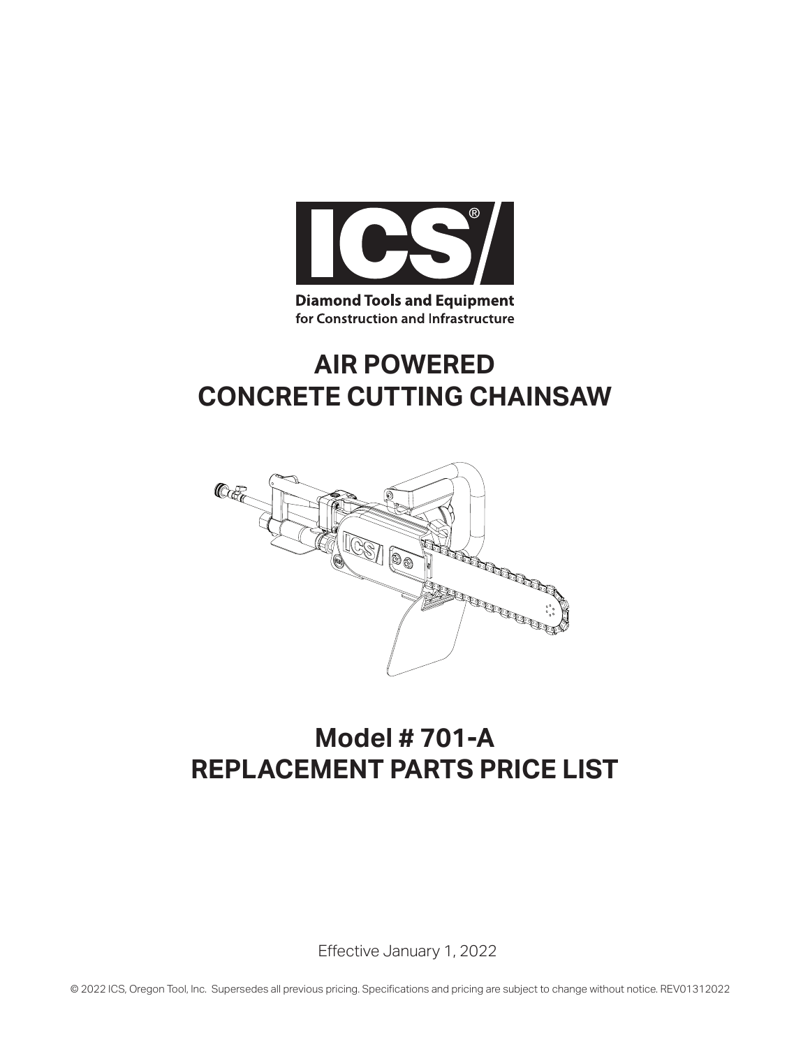ICS®

**Diamond Tools and Equipment**
for Construction and Infrastructure

# AIR POWERED
# CONCRETE CUTTING CHAINSAW

# Model # 701-A
# REPLACEMENT PARTS PRICE LIST

Effective January 1, 2022

© 2022 ICS, Oregon Tool, Inc. Supersedes all previous pricing. Specifications and pricing are subject to change without notice. REV01312022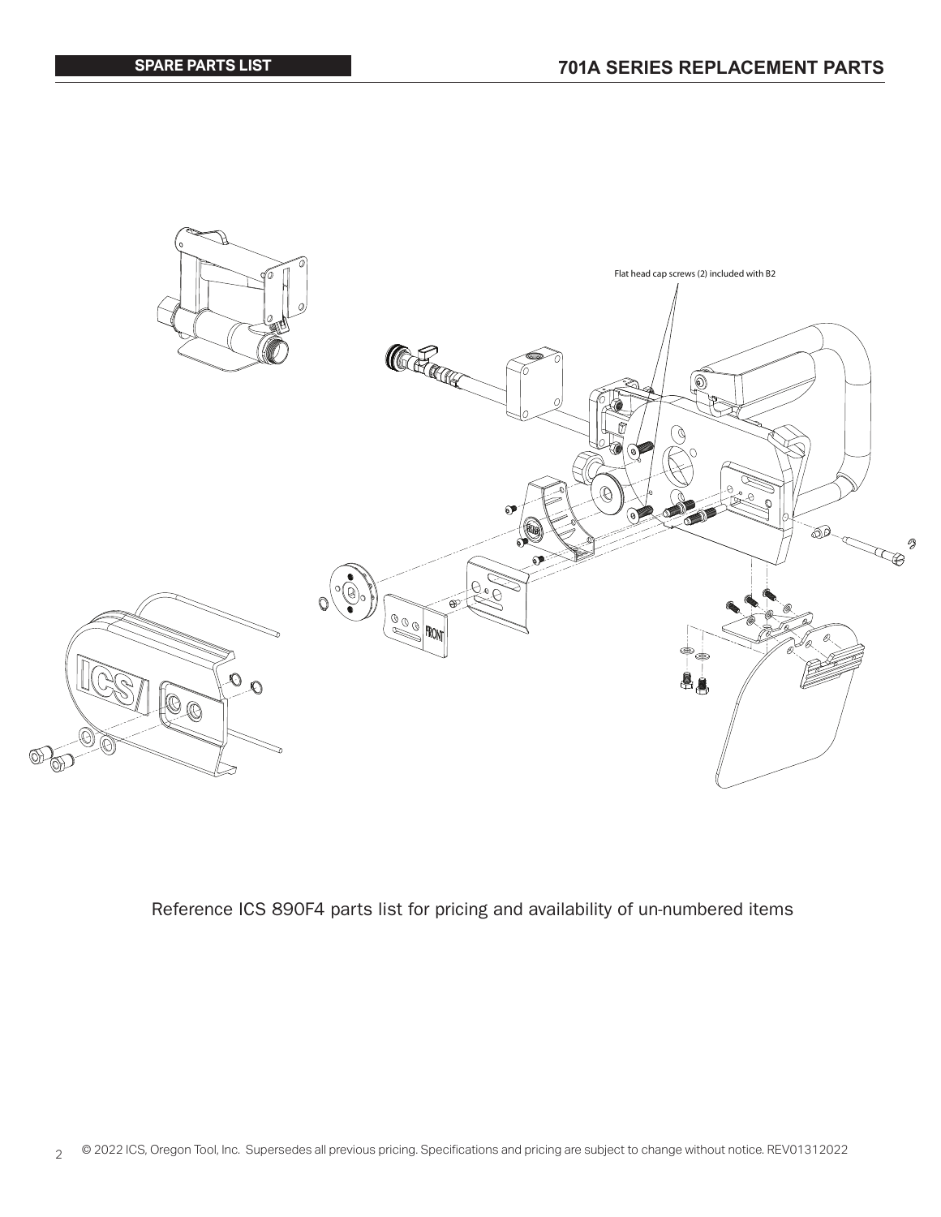Flat head cap screws (2) included with B2

Reference ICS 890F4 parts list for pricing and availability of un-numbered items

© 2022 ICS, Oregon Tool, Inc. Supersedes all previous pricing. Specifications and pricing are subject to change without notice. REV01312022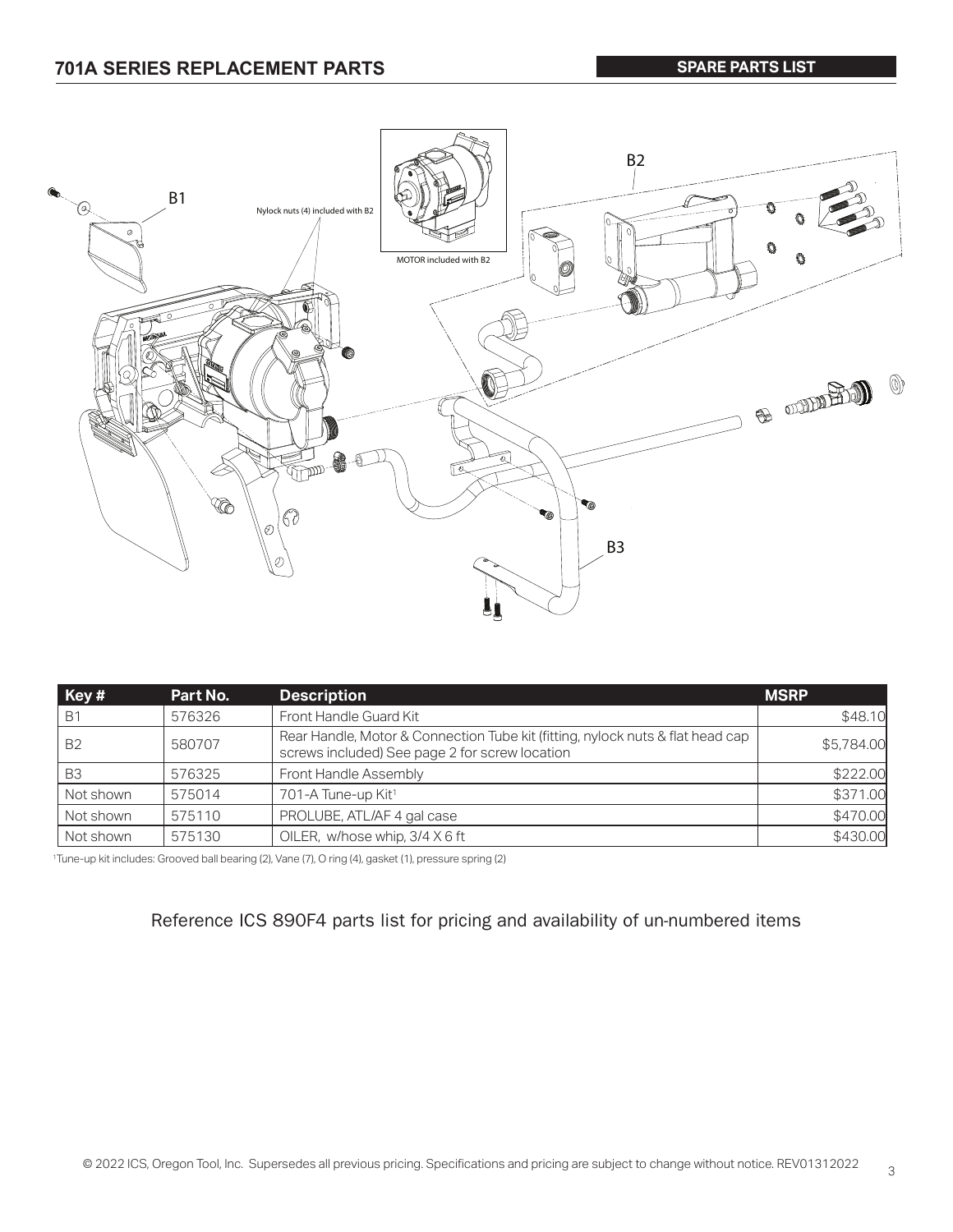## 701A SERIES REPLACEMENT PARTS

**SPARE PARTS LIST**

B1

Nylock nuts (4) included with B2

MOTOR included with B2

B2

B3

| Key # | Part No. | Description | MSRP |
|---|---|---|---|
| B1 | 576326 | Front Handle Guard Kit | $48.10 |
| B2 | 580707 | Rear Handle, Motor & Connection Tube kit (fitting, nylock nuts & flat head cap screws included) See page 2 for screw location | $5,784.00 |
| B3 | 576325 | Front Handle Assembly | $222.00 |
| Not shown | 575014 | 701-A Tune-up Kit[1] | $371.00 |
| Not shown | 575110 | PROLUBE, ATL/AF 4 gal case | $470.00 |
| Not shown | 575130 | OILER, w/hose whip, 3/4 X 6 ft | $430.00 |

[1]Tune-up kit includes: Grooved ball bearing (2), Vane (7), O ring (4), gasket (1), pressure spring (2)

Reference ICS 890F4 parts list for pricing and availability of un-numbered items

© 2022 ICS, Oregon Tool, Inc. Supersedes all previous pricing. Specifications and pricing are subject to change without notice. REV01312022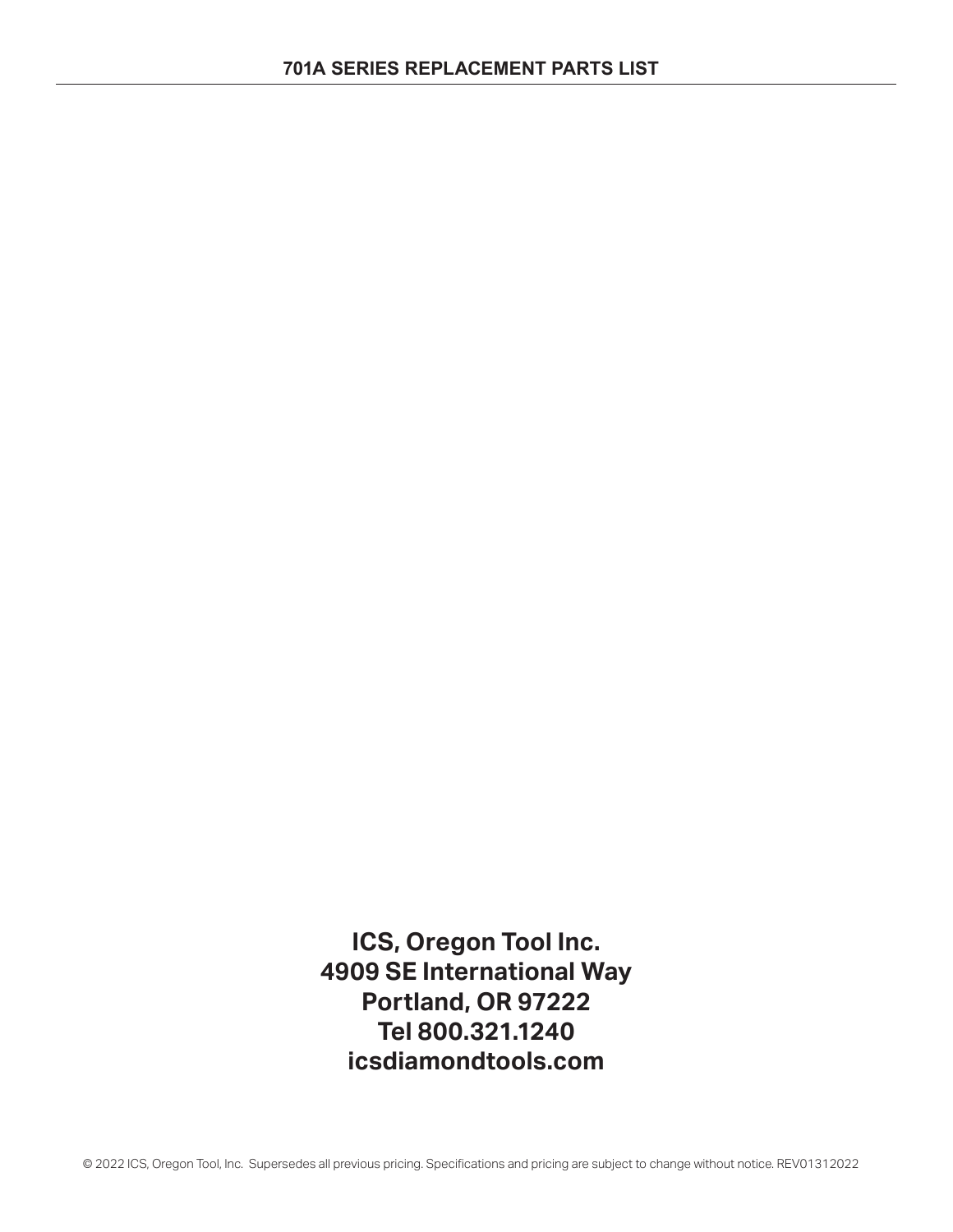**ICS, Oregon Tool Inc.**
**4909 SE International Way**
**Portland, OR 97222**
**Tel 800.321.1240**
**icsdiamondtools.com**

© 2022 ICS, Oregon Tool, Inc. Supersedes all previous pricing. Specifications and pricing are subject to change without notice. REV01312022